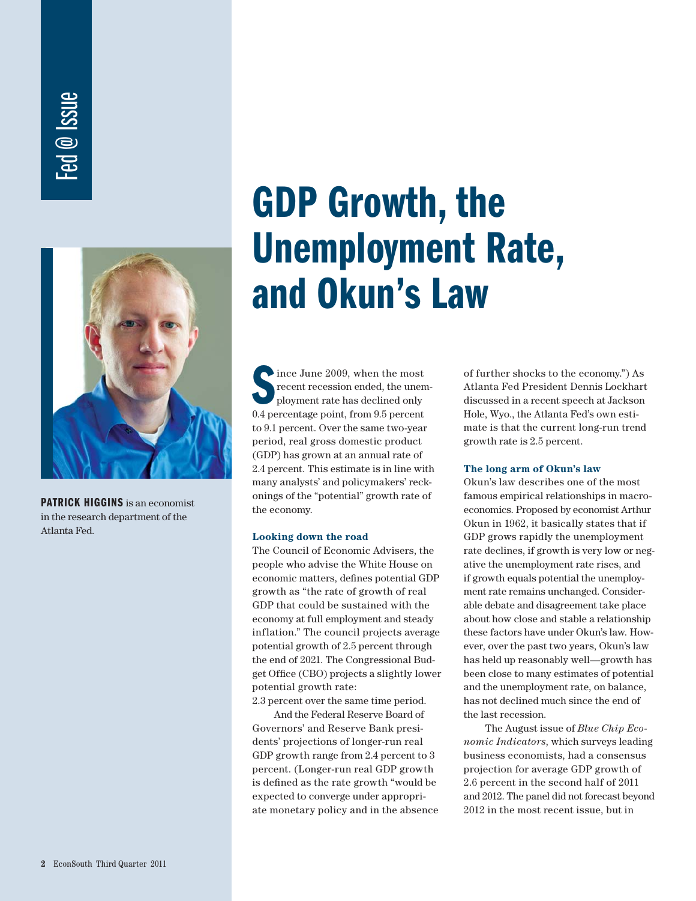Fed @ Issue

**PATRICK HIGGINS** is an economist in the research department of the Atlanta Fed.

# GDP Growth, the Unemployment Rate, and Okun's Law

Since June 2009, when the most recent recession ended, the unemployment rate has declined only 0.4 percentage point, from 9.5 percent to 9.1 percent. Over the same two-year period, real gross domestic product (GDP) has grown at an annual rate of 2.4 percent. This estimate is in line with many analysts' and policymakers' reckonings of the "potential" growth rate of the economy.

### Looking down the road

The Council of Economic Advisers, the people who advise the White House on economic matters, defines potential GDP growth as "the rate of growth of real GDP that could be sustained with the economy at full employment and steady inflation." The council projects average potential growth of 2.5 percent through the end of 2021. The Congressional Budget Office (CBO) projects a slightly lower potential growth rate: 2.3 percent over the same time period.

And the Federal Reserve Board of Governors' and Reserve Bank presidents' projections of longer-run real GDP growth range from 2.4 percent to 3 percent. (Longer-run real GDP growth is defined as the rate growth "would be expected to converge under appropriate monetary policy and in the absence of further shocks to the economy.") As Atlanta Fed President Dennis Lockhart discussed in a recent speech at Jackson Hole, Wyo., the Atlanta Fed's own estimate is that the current long-run trend growth rate is 2.5 percent.

### The long arm of Okun's law

Okun's law describes one of the most famous empirical relationships in macroeconomics. Proposed by economist Arthur Okun in 1962, it basically states that if GDP grows rapidly the unemployment rate declines, if growth is very low or negative the unemployment rate rises, and if growth equals potential the unemployment rate remains unchanged. Considerable debate and disagreement take place about how close and stable a relationship these factors have under Okun's law. However, over the past two years, Okun's law has held up reasonably well—growth has been close to many estimates of potential and the unemployment rate, on balance, has not declined much since the end of the last recession.

The August issue of *Blue Chip Economic Indicators*, which surveys leading business economists, had a consensus projection for average GDP growth of 2.6 percent in the second half of 2011 and 2012. The panel did not forecast beyond 2012 in the most recent issue, but in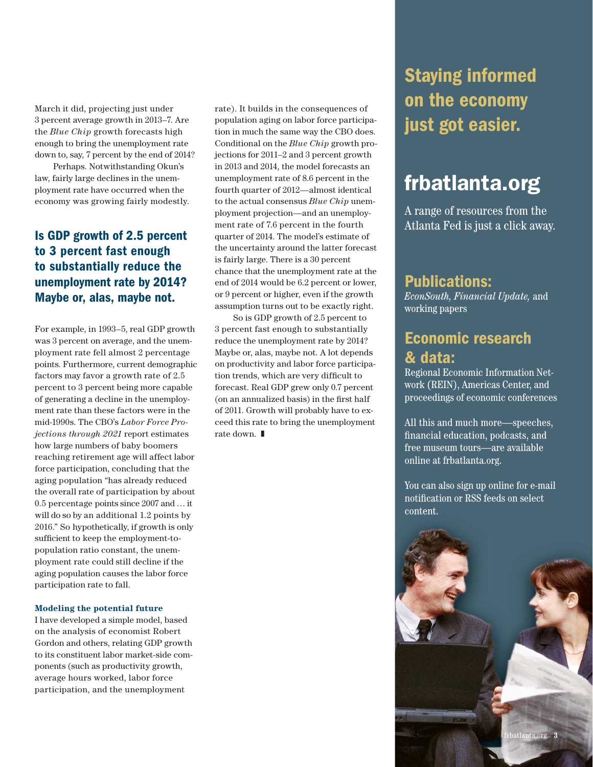March it did, projecting just under 3 percent average growth in 2013–7. Are the *Blue Chip* growth forecasts high enough to bring the unemployment rate down to, say, 7 percent by the end of 2014?

Perhaps. Notwithstanding Okun's law, fairly large declines in the unemployment rate have occurred when the economy was growing fairly modestly.

## Is GDP growth of 2.5 percent to 3 percent fast enough to substantially reduce the unemployment rate by 2014? Maybe or, alas, maybe not.

For example, in 1993–5, real GDP growth was 3 percent on average, and the unemployment rate fell almost 2 percentage points. Furthermore, current demographic factors may favor a growth rate of 2.5 percent to 3 percent being more capable of generating a decline in the unemployment rate than these factors were in the mid-1990s. The CBO's *Labor Force Projections through 2021* report estimates how large numbers of baby boomers reaching retirement age will affect labor force participation, concluding that the aging population "has already reduced the overall rate of participation by about 0.5 percentage points since 2007 and … it will do so by an additional 1.2 points by 2016." So hypothetically, if growth is only sufficient to keep the employment-to-population ratio constant, the unemployment rate could still decline if the aging population causes the labor force participation rate to fall.

### Modeling the potential future

I have developed a simple model, based on the analysis of economist Robert Gordon and others, relating GDP growth to its constituent labor market-side components (such as productivity growth, average hours worked, labor force participation, and the unemployment rate). It builds in the consequences of population aging on labor force participation in much the same way the CBO does. Conditional on the *Blue Chip* growth projections for 2011–2 and 3 percent growth in 2013 and 2014, the model forecasts an unemployment rate of 8.6 percent in the fourth quarter of 2012—almost identical to the actual consensus *Blue Chip* unemployment projection—and an unemployment rate of 7.6 percent in the fourth quarter of 2014. The model's estimate of the uncertainty around the latter forecast is fairly large. There is a 30 percent chance that the unemployment rate at the end of 2014 would be 6.2 percent or lower, or 9 percent or higher, even if the growth assumption turns out to be exactly right.

So is GDP growth of 2.5 percent to 3 percent fast enough to substantially reduce the unemployment rate by 2014? Maybe or, alas, maybe not. A lot depends on productivity and labor force participation trends, which are very difficult to forecast. Real GDP grew only 0.7 percent (on an annualized basis) in the first half of 2011. Growth will probably have to exceed this rate to bring the unemployment rate down. ∎

## Staying informed on the economy just got easier.

## frbatlanta.org

A range of resources from the Atlanta Fed is just a click away.

### Publications:

*EconSouth, Financial Update,* and working papers

### Economic research & data:

Regional Economic Information Network (REIN), Americas Center, and proceedings of economic conferences

All this and much more—speeches, financial education, podcasts, and free museum tours—are available online at frbatlanta.org.

You can also sign up online for e-mail notification or RSS feeds on select content.